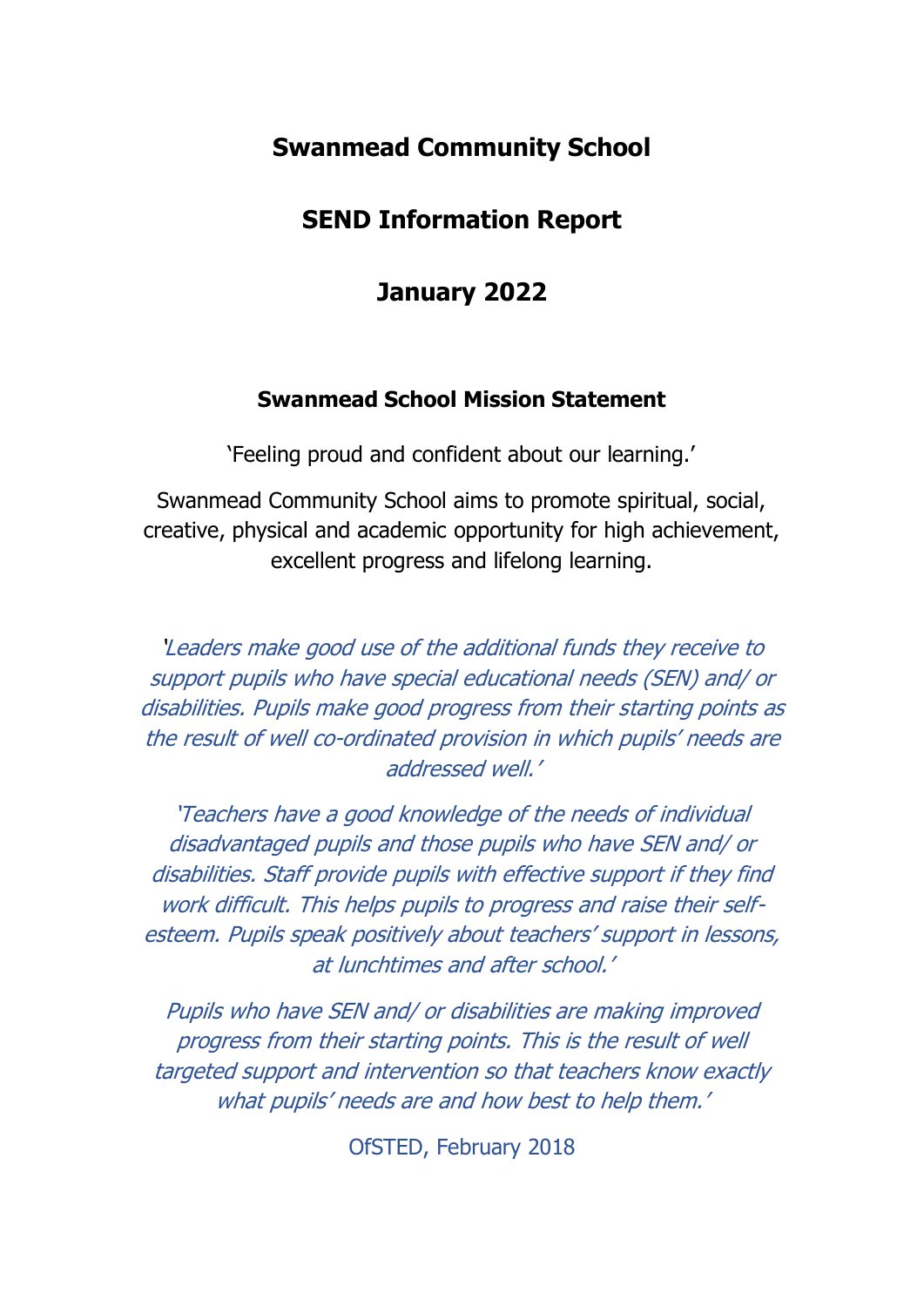# Swanmead Community School

## SEND Information Report

## January 2022

### Swanmead School Mission Statement

'Feeling proud and confident about our learning.'

Swanmead Community School aims to promote spiritual, social, creative, physical and academic opportunity for high achievement, excellent progress and lifelong learning.

*'Leaders make good use of the additional funds they receive to support pupils who have special educational needs (SEN) and/ or disabilities. Pupils make good progress from their starting points as the result of well co-ordinated provision in which pupils' needs are addressed well.'*

*'Teachers have a good knowledge of the needs of individual disadvantaged pupils and those pupils who have SEN and/ or disabilities. Staff provide pupils with effective support if they find work difficult. This helps pupils to progress and raise their self-esteem. Pupils speak positively about teachers' support in lessons, at lunchtimes and after school.'*

*Pupils who have SEN and/ or disabilities are making improved progress from their starting points. This is the result of well targeted support and intervention so that teachers know exactly what pupils' needs are and how best to help them.'*

OfSTED, February 2018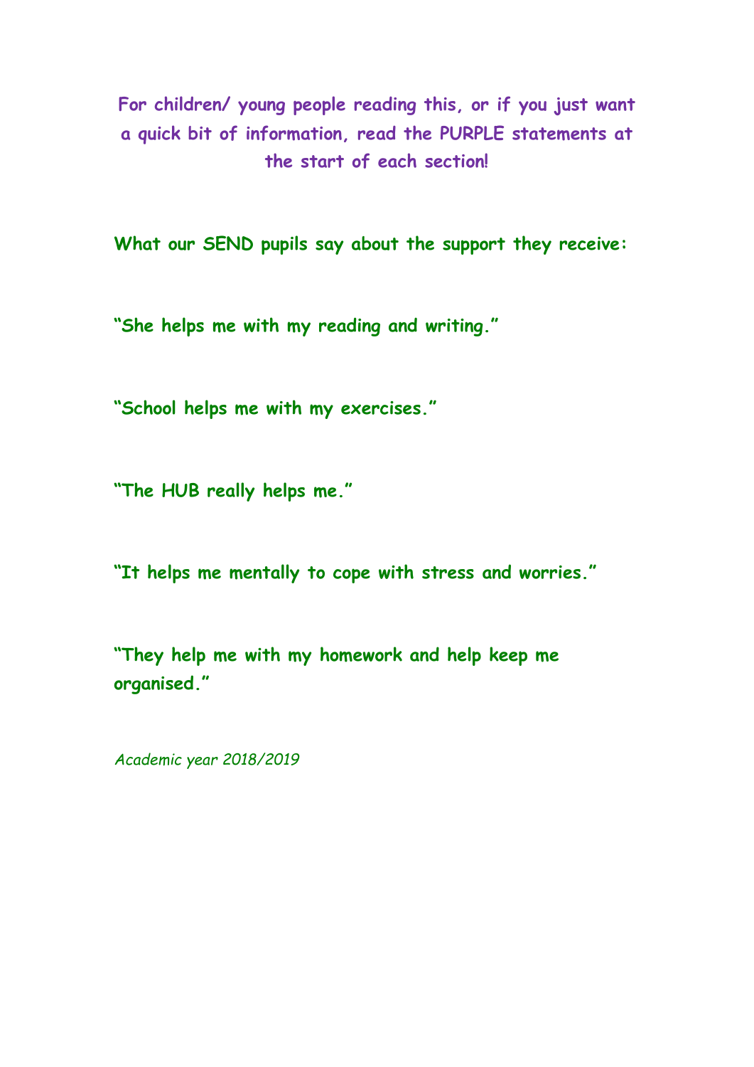**For children/ young people reading this, or if you just want a quick bit of information, read the PURPLE statements at the start of each section!**

**What our SEND pupils say about the support they receive:**

**"She helps me with my reading and writing."**

**"School helps me with my exercises."**

**"The HUB really helps me."**

**"It helps me mentally to cope with stress and worries."**

**"They help me with my homework and help keep me organised."**

*Academic year 2018/2019*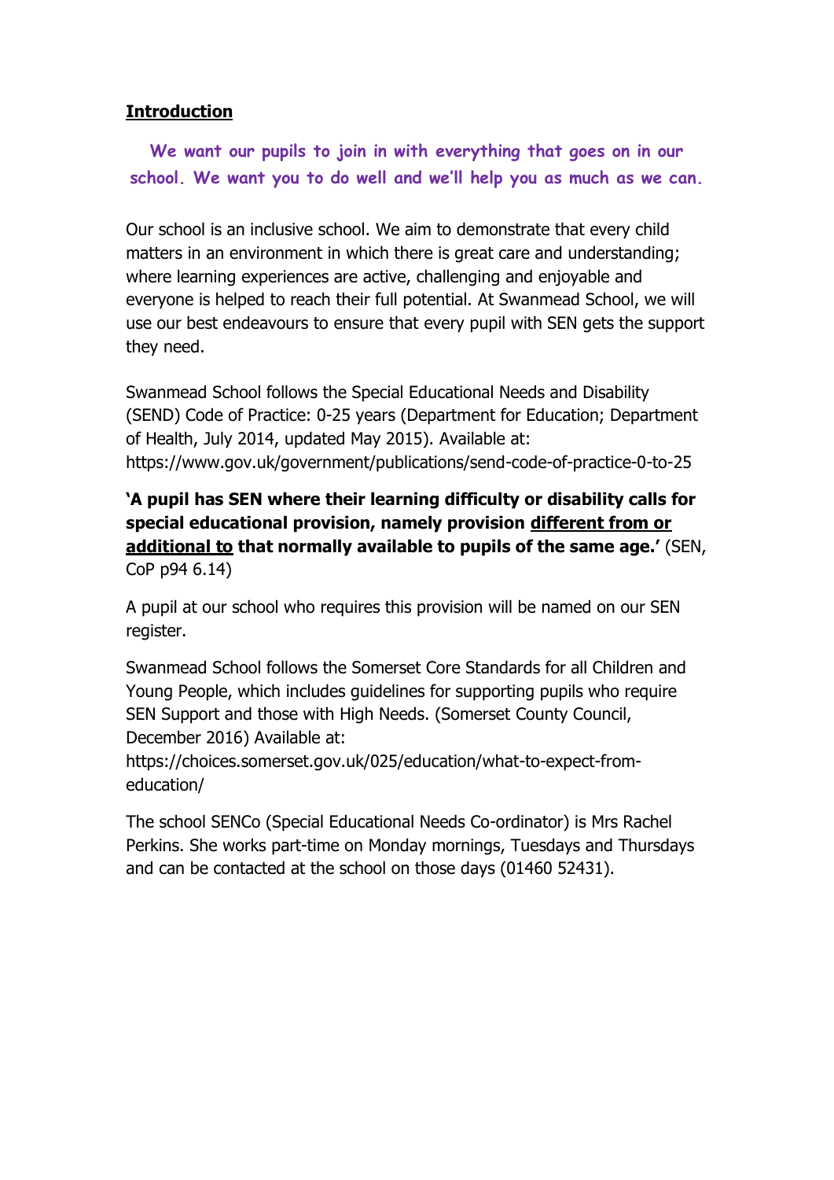## Introduction

**We want our pupils to join in with everything that goes on in our school. We want you to do well and we'll help you as much as we can.**

Our school is an inclusive school. We aim to demonstrate that every child matters in an environment in which there is great care and understanding; where learning experiences are active, challenging and enjoyable and everyone is helped to reach their full potential. At Swanmead School, we will use our best endeavours to ensure that every pupil with SEN gets the support they need.

Swanmead School follows the Special Educational Needs and Disability (SEND) Code of Practice: 0-25 years (Department for Education; Department of Health, July 2014, updated May 2015). Available at: https://www.gov.uk/government/publications/send-code-of-practice-0-to-25

**'A pupil has SEN where their learning difficulty or disability calls for special educational provision, namely provision different from or additional to that normally available to pupils of the same age.'** (SEN, CoP p94 6.14)

A pupil at our school who requires this provision will be named on our SEN register.

Swanmead School follows the Somerset Core Standards for all Children and Young People, which includes guidelines for supporting pupils who require SEN Support and those with High Needs. (Somerset County Council, December 2016) Available at: https://choices.somerset.gov.uk/025/education/what-to-expect-from-education/

The school SENCo (Special Educational Needs Co-ordinator) is Mrs Rachel Perkins. She works part-time on Monday mornings, Tuesdays and Thursdays and can be contacted at the school on those days (01460 52431).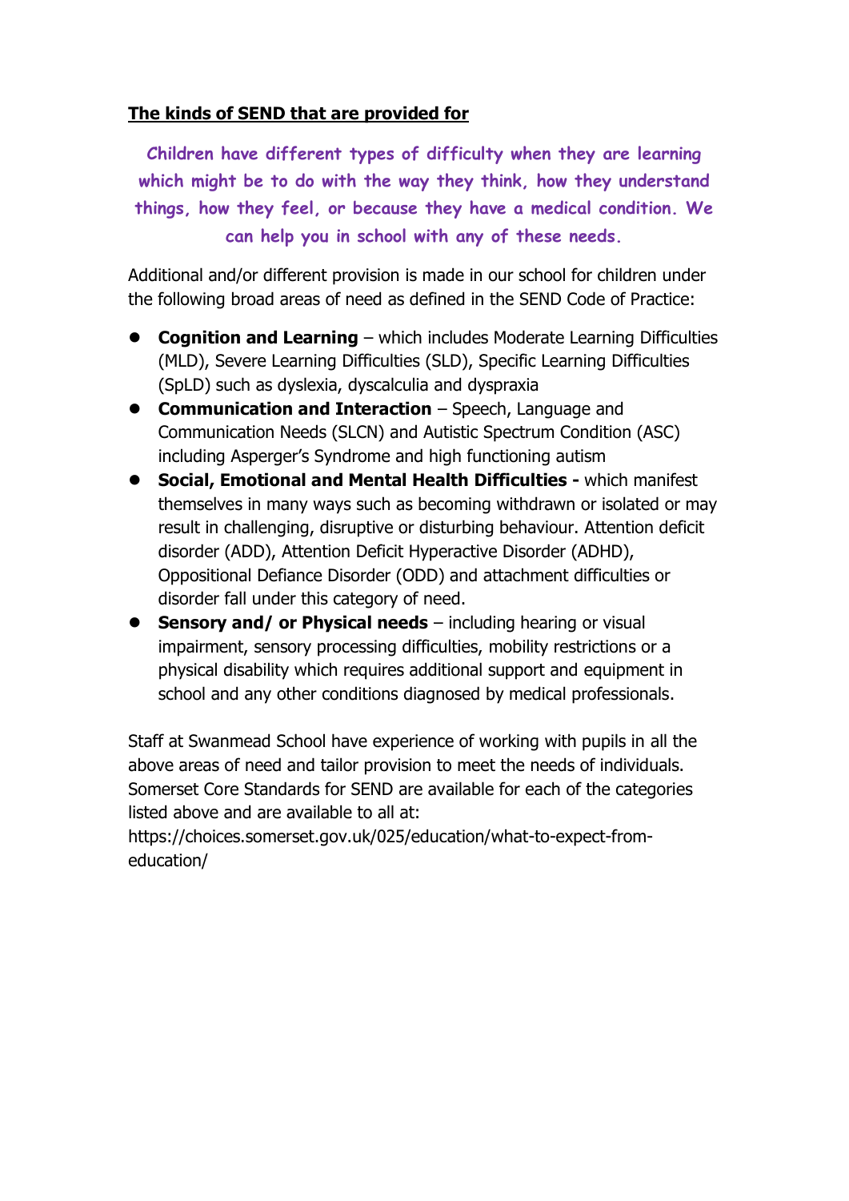## The kinds of SEND that are provided for

**Children have different types of difficulty when they are learning which might be to do with the way they think, how they understand things, how they feel, or because they have a medical condition. We can help you in school with any of these needs.**

Additional and/or different provision is made in our school for children under the following broad areas of need as defined in the SEND Code of Practice:

- **Cognition and Learning** – which includes Moderate Learning Difficulties (MLD), Severe Learning Difficulties (SLD), Specific Learning Difficulties (SpLD) such as dyslexia, dyscalculia and dyspraxia
- **Communication and Interaction** – Speech, Language and Communication Needs (SLCN) and Autistic Spectrum Condition (ASC) including Asperger's Syndrome and high functioning autism
- **Social, Emotional and Mental Health Difficulties -** which manifest themselves in many ways such as becoming withdrawn or isolated or may result in challenging, disruptive or disturbing behaviour. Attention deficit disorder (ADD), Attention Deficit Hyperactive Disorder (ADHD), Oppositional Defiance Disorder (ODD) and attachment difficulties or disorder fall under this category of need.
- **Sensory and/ or Physical needs** – including hearing or visual impairment, sensory processing difficulties, mobility restrictions or a physical disability which requires additional support and equipment in school and any other conditions diagnosed by medical professionals.

Staff at Swanmead School have experience of working with pupils in all the above areas of need and tailor provision to meet the needs of individuals. Somerset Core Standards for SEND are available for each of the categories listed above and are available to all at: https://choices.somerset.gov.uk/025/education/what-to-expect-from-education/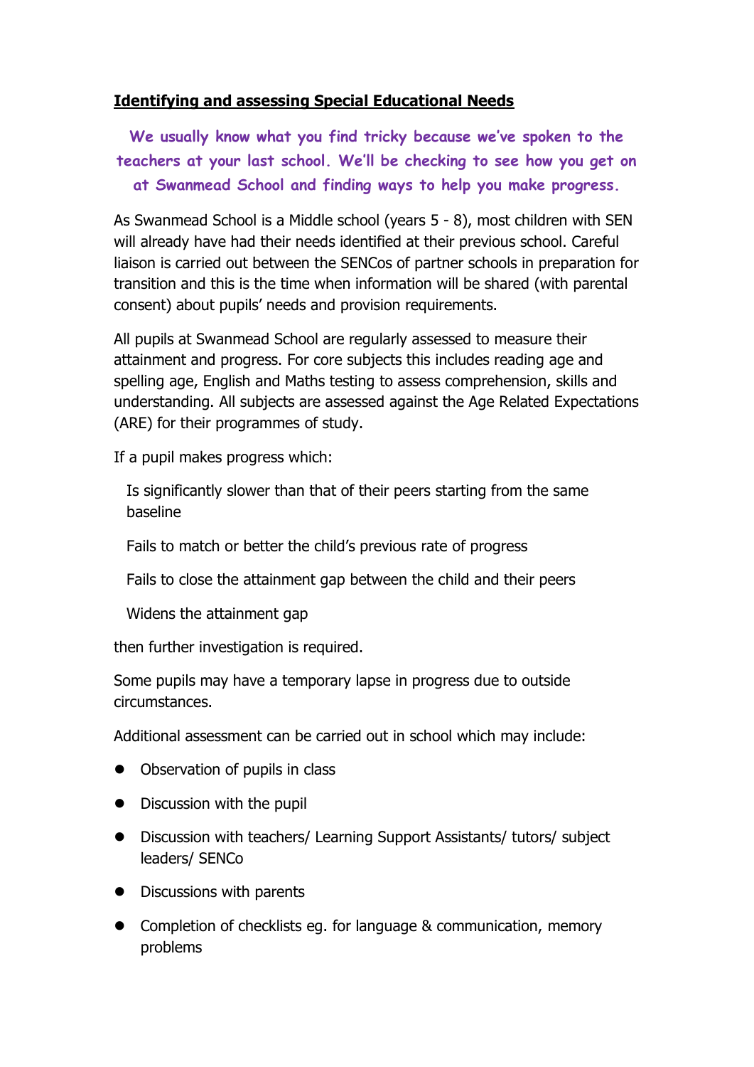## Identifying and assessing Special Educational Needs

**We usually know what you find tricky because we've spoken to the teachers at your last school. We'll be checking to see how you get on at Swanmead School and finding ways to help you make progress.**

As Swanmead School is a Middle school (years 5 - 8), most children with SEN will already have had their needs identified at their previous school. Careful liaison is carried out between the SENCos of partner schools in preparation for transition and this is the time when information will be shared (with parental consent) about pupils' needs and provision requirements.

All pupils at Swanmead School are regularly assessed to measure their attainment and progress. For core subjects this includes reading age and spelling age, English and Maths testing to assess comprehension, skills and understanding. All subjects are assessed against the Age Related Expectations (ARE) for their programmes of study.

If a pupil makes progress which:

- Is significantly slower than that of their peers starting from the same baseline
- Fails to match or better the child's previous rate of progress
- Fails to close the attainment gap between the child and their peers
- Widens the attainment gap

then further investigation is required.

Some pupils may have a temporary lapse in progress due to outside circumstances.

Additional assessment can be carried out in school which may include:

- Observation of pupils in class
- Discussion with the pupil
- Discussion with teachers/ Learning Support Assistants/ tutors/ subject leaders/ SENCo
- Discussions with parents
- Completion of checklists eg. for language & communication, memory problems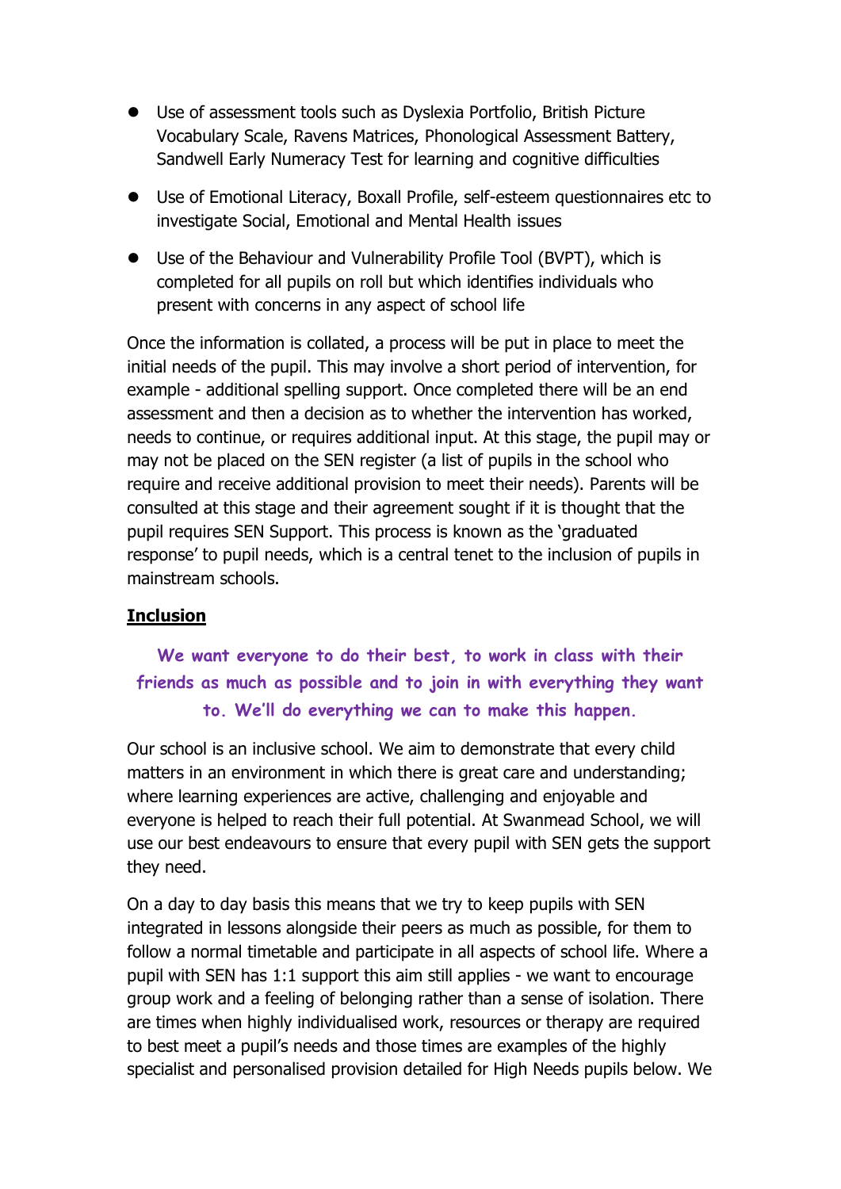- Use of assessment tools such as Dyslexia Portfolio, British Picture Vocabulary Scale, Ravens Matrices, Phonological Assessment Battery, Sandwell Early Numeracy Test for learning and cognitive difficulties
- Use of Emotional Literacy, Boxall Profile, self-esteem questionnaires etc to investigate Social, Emotional and Mental Health issues
- Use of the Behaviour and Vulnerability Profile Tool (BVPT), which is completed for all pupils on roll but which identifies individuals who present with concerns in any aspect of school life

Once the information is collated, a process will be put in place to meet the initial needs of the pupil. This may involve a short period of intervention, for example - additional spelling support. Once completed there will be an end assessment and then a decision as to whether the intervention has worked, needs to continue, or requires additional input. At this stage, the pupil may or may not be placed on the SEN register (a list of pupils in the school who require and receive additional provision to meet their needs). Parents will be consulted at this stage and their agreement sought if it is thought that the pupil requires SEN Support. This process is known as the 'graduated response' to pupil needs, which is a central tenet to the inclusion of pupils in mainstream schools.

## Inclusion

**We want everyone to do their best, to work in class with their friends as much as possible and to join in with everything they want to. We'll do everything we can to make this happen.**

Our school is an inclusive school. We aim to demonstrate that every child matters in an environment in which there is great care and understanding; where learning experiences are active, challenging and enjoyable and everyone is helped to reach their full potential. At Swanmead School, we will use our best endeavours to ensure that every pupil with SEN gets the support they need.

On a day to day basis this means that we try to keep pupils with SEN integrated in lessons alongside their peers as much as possible, for them to follow a normal timetable and participate in all aspects of school life. Where a pupil with SEN has 1:1 support this aim still applies - we want to encourage group work and a feeling of belonging rather than a sense of isolation. There are times when highly individualised work, resources or therapy are required to best meet a pupil's needs and those times are examples of the highly specialist and personalised provision detailed for High Needs pupils below. We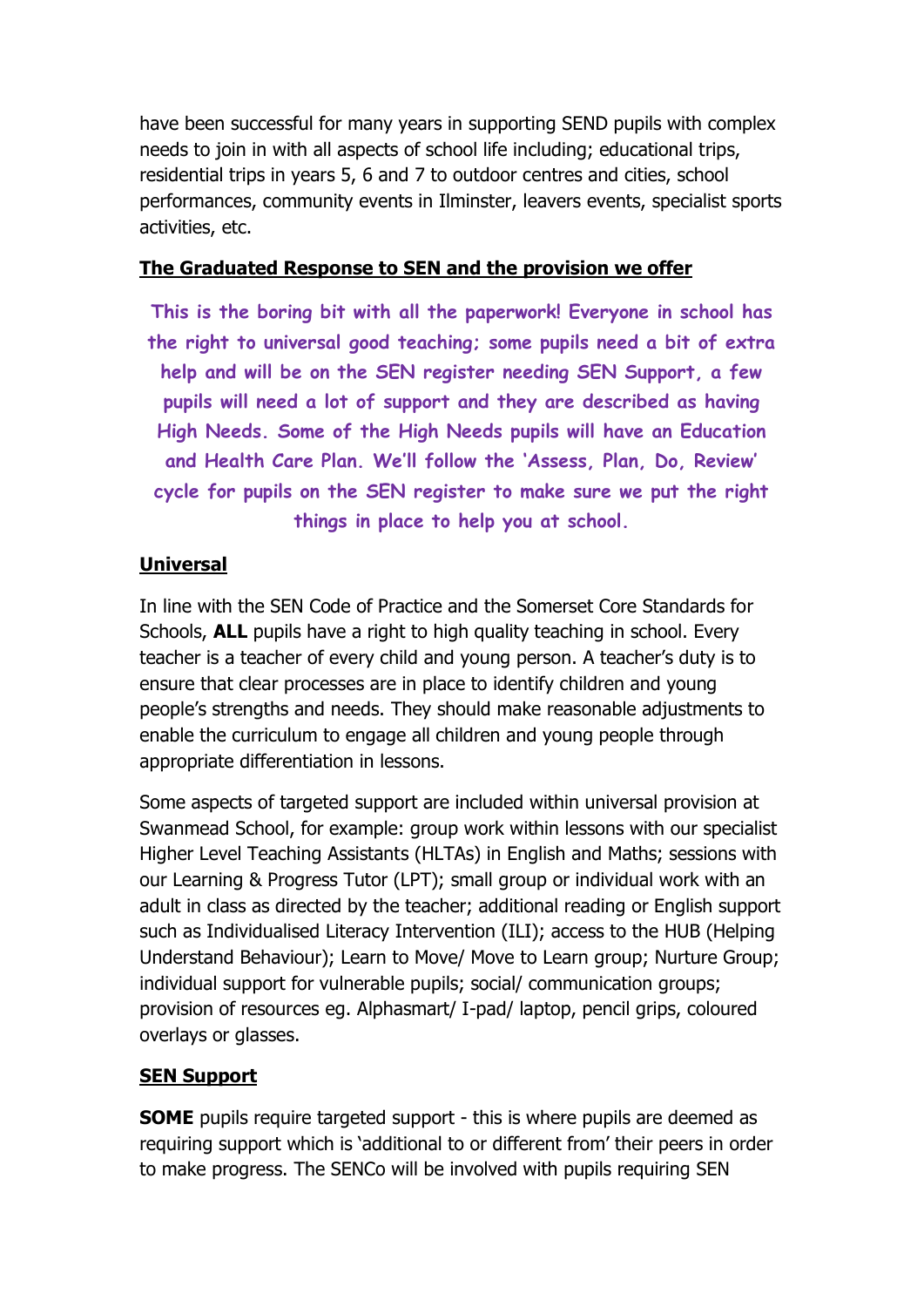have been successful for many years in supporting SEND pupils with complex needs to join in with all aspects of school life including; educational trips, residential trips in years 5, 6 and 7 to outdoor centres and cities, school performances, community events in Ilminster, leavers events, specialist sports activities, etc.

## The Graduated Response to SEN and the provision we offer

**This is the boring bit with all the paperwork! Everyone in school has the right to universal good teaching; some pupils need a bit of extra help and will be on the SEN register needing SEN Support, a few pupils will need a lot of support and they are described as having High Needs. Some of the High Needs pupils will have an Education and Health Care Plan. We'll follow the 'Assess, Plan, Do, Review' cycle for pupils on the SEN register to make sure we put the right things in place to help you at school.**

### Universal

In line with the SEN Code of Practice and the Somerset Core Standards for Schools, **ALL** pupils have a right to high quality teaching in school. Every teacher is a teacher of every child and young person. A teacher's duty is to ensure that clear processes are in place to identify children and young people's strengths and needs. They should make reasonable adjustments to enable the curriculum to engage all children and young people through appropriate differentiation in lessons.

Some aspects of targeted support are included within universal provision at Swanmead School, for example: group work within lessons with our specialist Higher Level Teaching Assistants (HLTAs) in English and Maths; sessions with our Learning & Progress Tutor (LPT); small group or individual work with an adult in class as directed by the teacher; additional reading or English support such as Individualised Literacy Intervention (ILI); access to the HUB (Helping Understand Behaviour); Learn to Move/ Move to Learn group; Nurture Group; individual support for vulnerable pupils; social/ communication groups; provision of resources eg. Alphasmart/ I-pad/ laptop, pencil grips, coloured overlays or glasses.

### SEN Support

**SOME** pupils require targeted support - this is where pupils are deemed as requiring support which is 'additional to or different from' their peers in order to make progress. The SENCo will be involved with pupils requiring SEN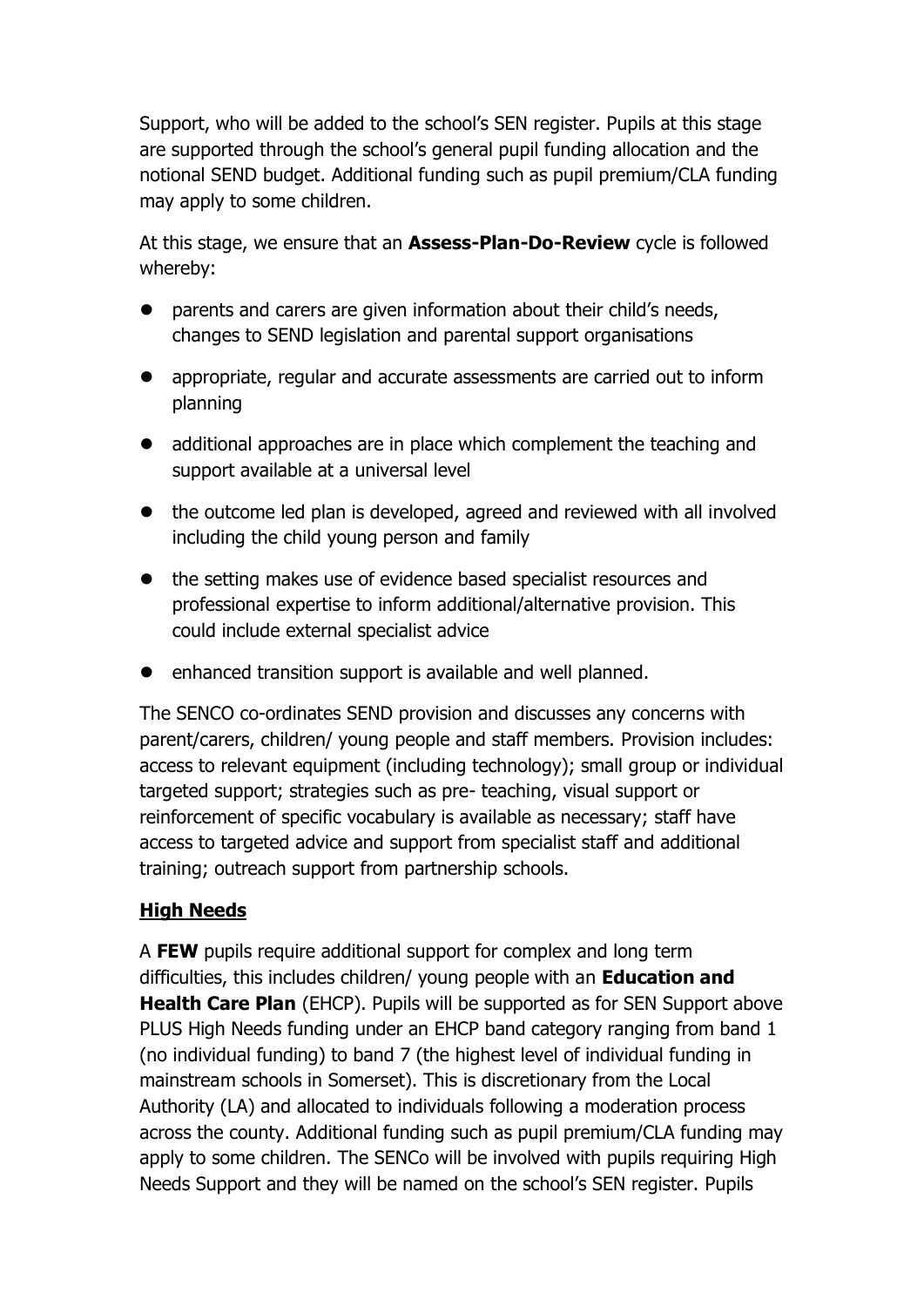Support, who will be added to the school's SEN register. Pupils at this stage are supported through the school's general pupil funding allocation and the notional SEND budget. Additional funding such as pupil premium/CLA funding may apply to some children.

At this stage, we ensure that an **Assess-Plan-Do-Review** cycle is followed whereby:

- parents and carers are given information about their child's needs, changes to SEND legislation and parental support organisations
- appropriate, regular and accurate assessments are carried out to inform planning
- additional approaches are in place which complement the teaching and support available at a universal level
- the outcome led plan is developed, agreed and reviewed with all involved including the child young person and family
- the setting makes use of evidence based specialist resources and professional expertise to inform additional/alternative provision. This could include external specialist advice
- enhanced transition support is available and well planned.

The SENCO co-ordinates SEND provision and discusses any concerns with parent/carers, children/ young people and staff members. Provision includes: access to relevant equipment (including technology); small group or individual targeted support; strategies such as pre- teaching, visual support or reinforcement of specific vocabulary is available as necessary; staff have access to targeted advice and support from specialist staff and additional training; outreach support from partnership schools.

**High Needs**

A **FEW** pupils require additional support for complex and long term difficulties, this includes children/ young people with an **Education and Health Care Plan** (EHCP). Pupils will be supported as for SEN Support above PLUS High Needs funding under an EHCP band category ranging from band 1 (no individual funding) to band 7 (the highest level of individual funding in mainstream schools in Somerset). This is discretionary from the Local Authority (LA) and allocated to individuals following a moderation process across the county. Additional funding such as pupil premium/CLA funding may apply to some children. The SENCo will be involved with pupils requiring High Needs Support and they will be named on the school's SEN register. Pupils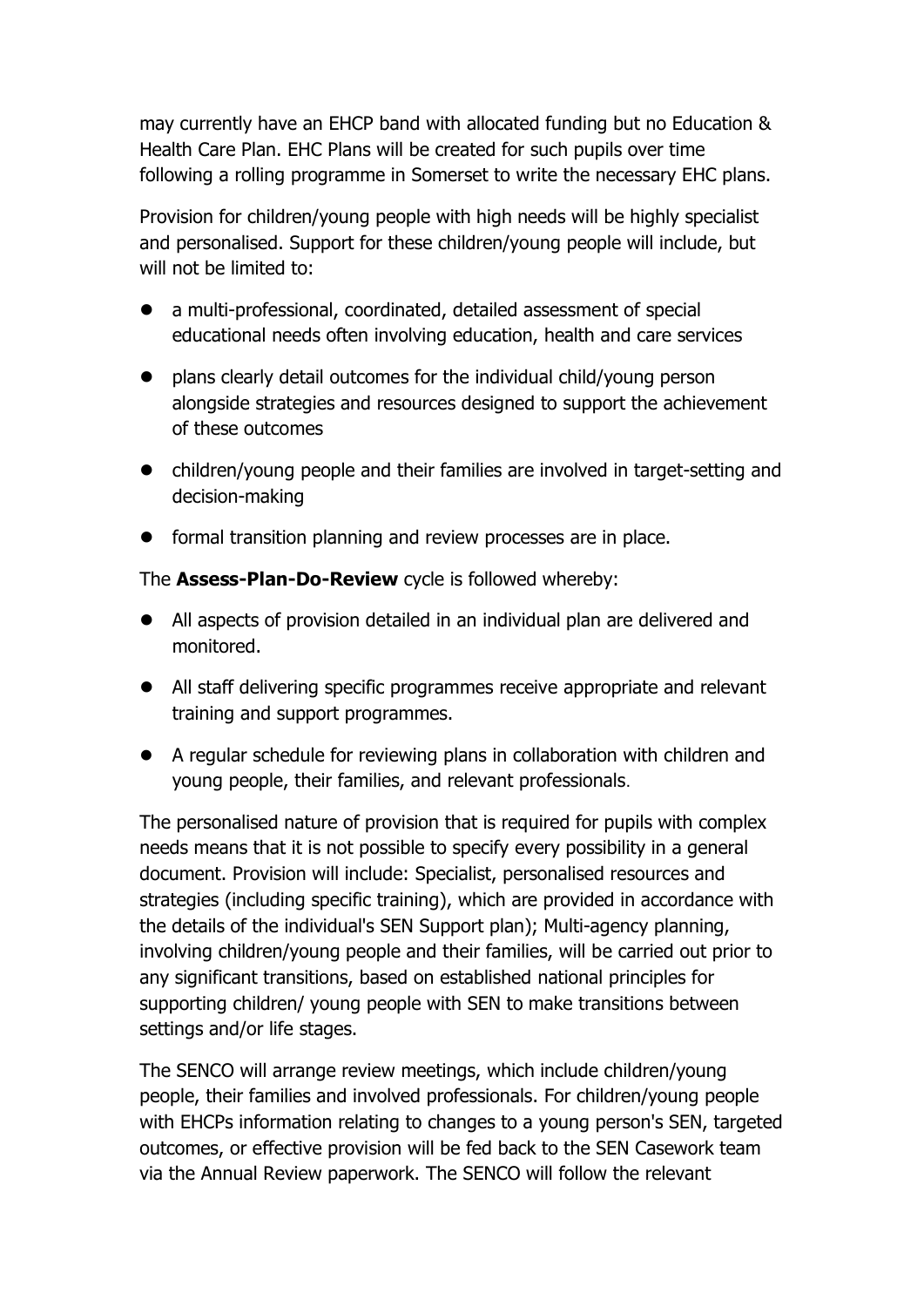may currently have an EHCP band with allocated funding but no Education & Health Care Plan. EHC Plans will be created for such pupils over time following a rolling programme in Somerset to write the necessary EHC plans.

Provision for children/young people with high needs will be highly specialist and personalised. Support for these children/young people will include, but will not be limited to:

- a multi-professional, coordinated, detailed assessment of special educational needs often involving education, health and care services
- plans clearly detail outcomes for the individual child/young person alongside strategies and resources designed to support the achievement of these outcomes
- children/young people and their families are involved in target-setting and decision-making
- formal transition planning and review processes are in place.

The **Assess-Plan-Do-Review** cycle is followed whereby:

- All aspects of provision detailed in an individual plan are delivered and monitored.
- All staff delivering specific programmes receive appropriate and relevant training and support programmes.
- A regular schedule for reviewing plans in collaboration with children and young people, their families, and relevant professionals.

The personalised nature of provision that is required for pupils with complex needs means that it is not possible to specify every possibility in a general document. Provision will include: Specialist, personalised resources and strategies (including specific training), which are provided in accordance with the details of the individual's SEN Support plan); Multi-agency planning, involving children/young people and their families, will be carried out prior to any significant transitions, based on established national principles for supporting children/ young people with SEN to make transitions between settings and/or life stages.

The SENCO will arrange review meetings, which include children/young people, their families and involved professionals. For children/young people with EHCPs information relating to changes to a young person's SEN, targeted outcomes, or effective provision will be fed back to the SEN Casework team via the Annual Review paperwork. The SENCO will follow the relevant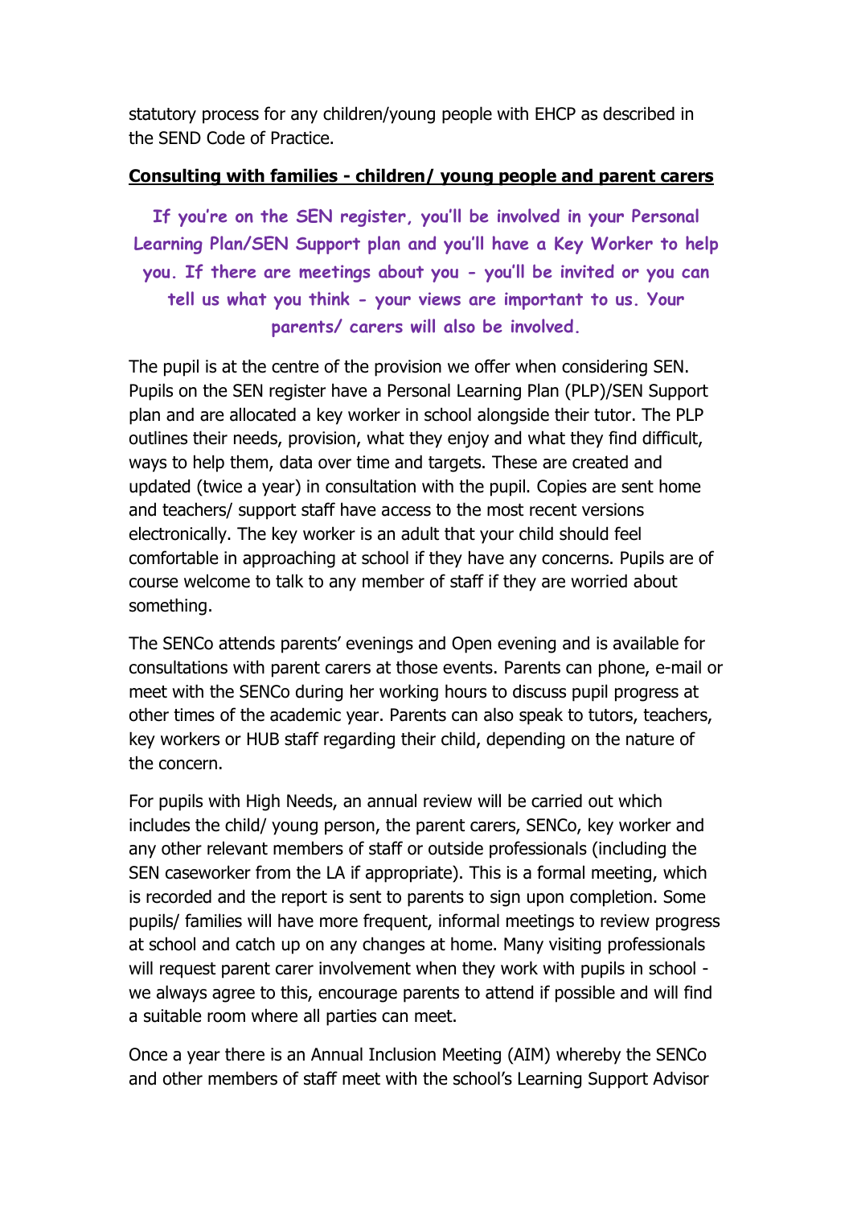statutory process for any children/young people with EHCP as described in the SEND Code of Practice.

## Consulting with families - children/ young people and parent carers

**If you're on the SEN register, you'll be involved in your Personal Learning Plan/SEN Support plan and you'll have a Key Worker to help you. If there are meetings about you - you'll be invited or you can tell us what you think - your views are important to us. Your parents/ carers will also be involved.**

The pupil is at the centre of the provision we offer when considering SEN. Pupils on the SEN register have a Personal Learning Plan (PLP)/SEN Support plan and are allocated a key worker in school alongside their tutor. The PLP outlines their needs, provision, what they enjoy and what they find difficult, ways to help them, data over time and targets. These are created and updated (twice a year) in consultation with the pupil. Copies are sent home and teachers/ support staff have access to the most recent versions electronically. The key worker is an adult that your child should feel comfortable in approaching at school if they have any concerns. Pupils are of course welcome to talk to any member of staff if they are worried about something.

The SENCo attends parents' evenings and Open evening and is available for consultations with parent carers at those events. Parents can phone, e-mail or meet with the SENCo during her working hours to discuss pupil progress at other times of the academic year. Parents can also speak to tutors, teachers, key workers or HUB staff regarding their child, depending on the nature of the concern.

For pupils with High Needs, an annual review will be carried out which includes the child/ young person, the parent carers, SENCo, key worker and any other relevant members of staff or outside professionals (including the SEN caseworker from the LA if appropriate). This is a formal meeting, which is recorded and the report is sent to parents to sign upon completion. Some pupils/ families will have more frequent, informal meetings to review progress at school and catch up on any changes at home. Many visiting professionals will request parent carer involvement when they work with pupils in school - we always agree to this, encourage parents to attend if possible and will find a suitable room where all parties can meet.

Once a year there is an Annual Inclusion Meeting (AIM) whereby the SENCo and other members of staff meet with the school's Learning Support Advisor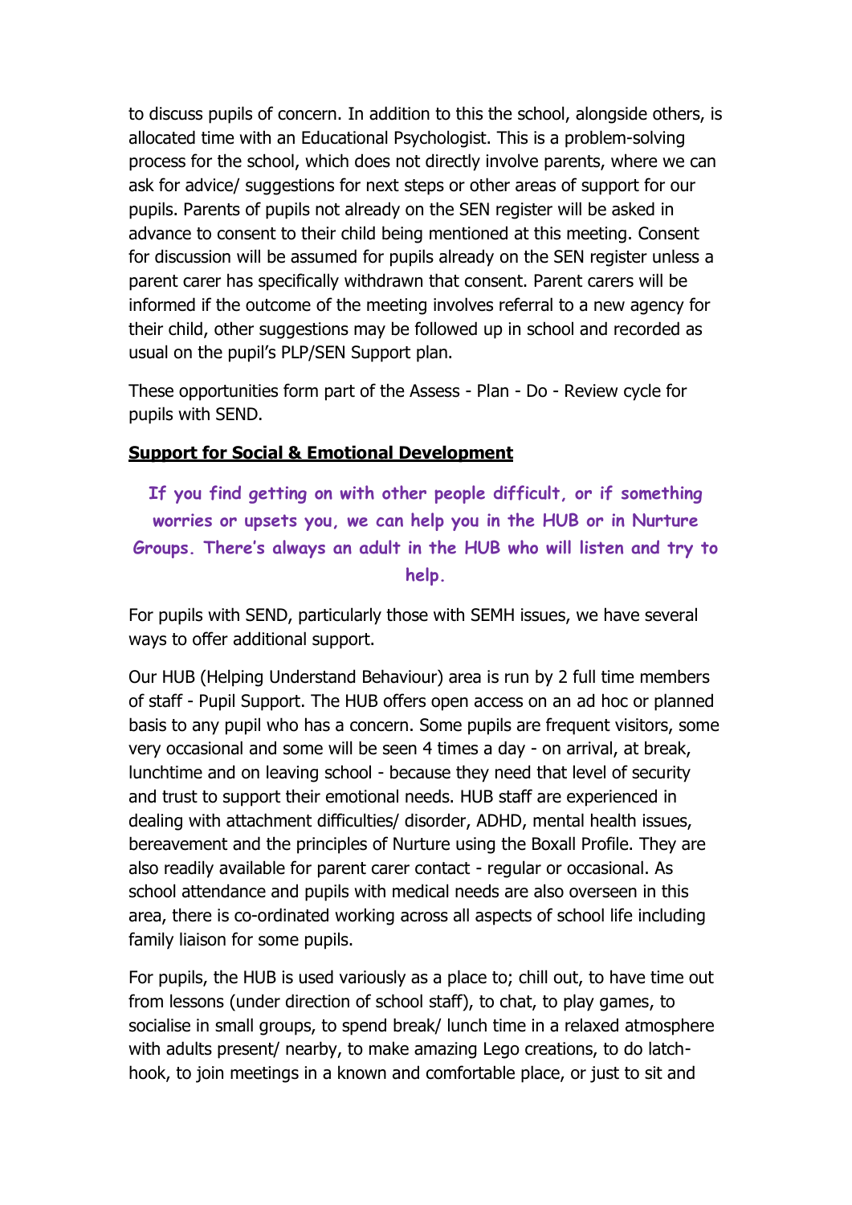to discuss pupils of concern. In addition to this the school, alongside others, is allocated time with an Educational Psychologist. This is a problem-solving process for the school, which does not directly involve parents, where we can ask for advice/ suggestions for next steps or other areas of support for our pupils. Parents of pupils not already on the SEN register will be asked in advance to consent to their child being mentioned at this meeting. Consent for discussion will be assumed for pupils already on the SEN register unless a parent carer has specifically withdrawn that consent. Parent carers will be informed if the outcome of the meeting involves referral to a new agency for their child, other suggestions may be followed up in school and recorded as usual on the pupil's PLP/SEN Support plan.

These opportunities form part of the Assess - Plan - Do - Review cycle for pupils with SEND.

## Support for Social & Emotional Development

**If you find getting on with other people difficult, or if something worries or upsets you, we can help you in the HUB or in Nurture Groups. There's always an adult in the HUB who will listen and try to help.**

For pupils with SEND, particularly those with SEMH issues, we have several ways to offer additional support.

Our HUB (Helping Understand Behaviour) area is run by 2 full time members of staff - Pupil Support. The HUB offers open access on an ad hoc or planned basis to any pupil who has a concern. Some pupils are frequent visitors, some very occasional and some will be seen 4 times a day - on arrival, at break, lunchtime and on leaving school - because they need that level of security and trust to support their emotional needs. HUB staff are experienced in dealing with attachment difficulties/ disorder, ADHD, mental health issues, bereavement and the principles of Nurture using the Boxall Profile. They are also readily available for parent carer contact - regular or occasional. As school attendance and pupils with medical needs are also overseen in this area, there is co-ordinated working across all aspects of school life including family liaison for some pupils.

For pupils, the HUB is used variously as a place to; chill out, to have time out from lessons (under direction of school staff), to chat, to play games, to socialise in small groups, to spend break/ lunch time in a relaxed atmosphere with adults present/ nearby, to make amazing Lego creations, to do latch-hook, to join meetings in a known and comfortable place, or just to sit and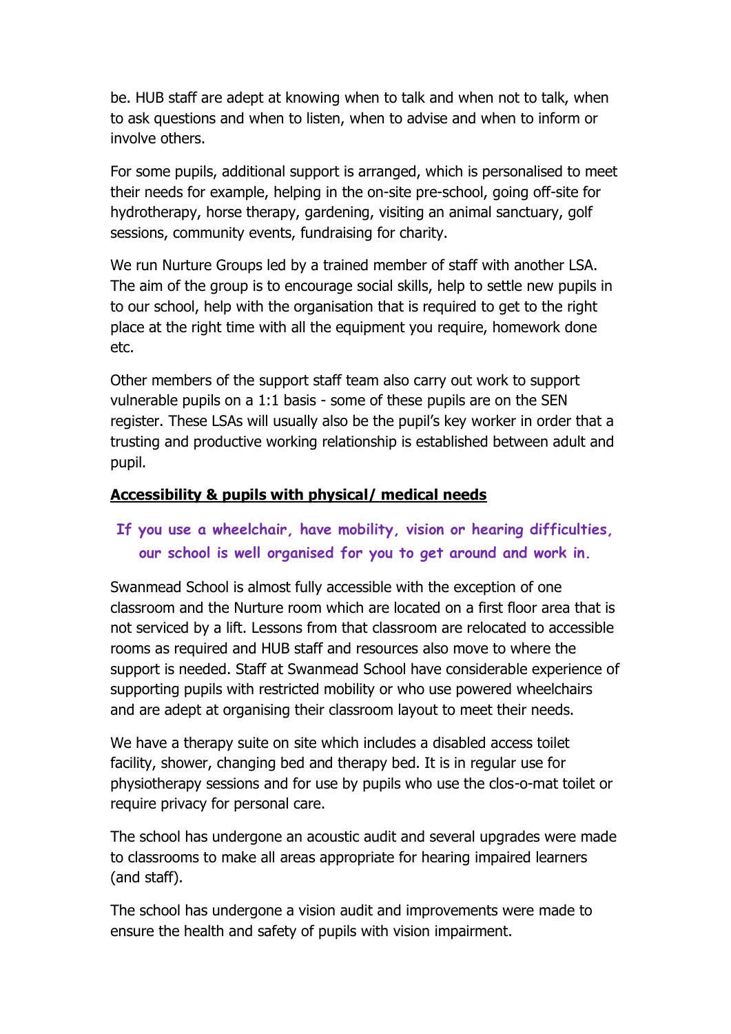be. HUB staff are adept at knowing when to talk and when not to talk, when to ask questions and when to listen, when to advise and when to inform or involve others.

For some pupils, additional support is arranged, which is personalised to meet their needs for example, helping in the on-site pre-school, going off-site for hydrotherapy, horse therapy, gardening, visiting an animal sanctuary, golf sessions, community events, fundraising for charity.

We run Nurture Groups led by a trained member of staff with another LSA. The aim of the group is to encourage social skills, help to settle new pupils in to our school, help with the organisation that is required to get to the right place at the right time with all the equipment you require, homework done etc.

Other members of the support staff team also carry out work to support vulnerable pupils on a 1:1 basis - some of these pupils are on the SEN register. These LSAs will usually also be the pupil's key worker in order that a trusting and productive working relationship is established between adult and pupil.

## Accessibility & pupils with physical/ medical needs

**If you use a wheelchair, have mobility, vision or hearing difficulties, our school is well organised for you to get around and work in.**

Swanmead School is almost fully accessible with the exception of one classroom and the Nurture room which are located on a first floor area that is not serviced by a lift. Lessons from that classroom are relocated to accessible rooms as required and HUB staff and resources also move to where the support is needed. Staff at Swanmead School have considerable experience of supporting pupils with restricted mobility or who use powered wheelchairs and are adept at organising their classroom layout to meet their needs.

We have a therapy suite on site which includes a disabled access toilet facility, shower, changing bed and therapy bed. It is in regular use for physiotherapy sessions and for use by pupils who use the clos-o-mat toilet or require privacy for personal care.

The school has undergone an acoustic audit and several upgrades were made to classrooms to make all areas appropriate for hearing impaired learners (and staff).

The school has undergone a vision audit and improvements were made to ensure the health and safety of pupils with vision impairment.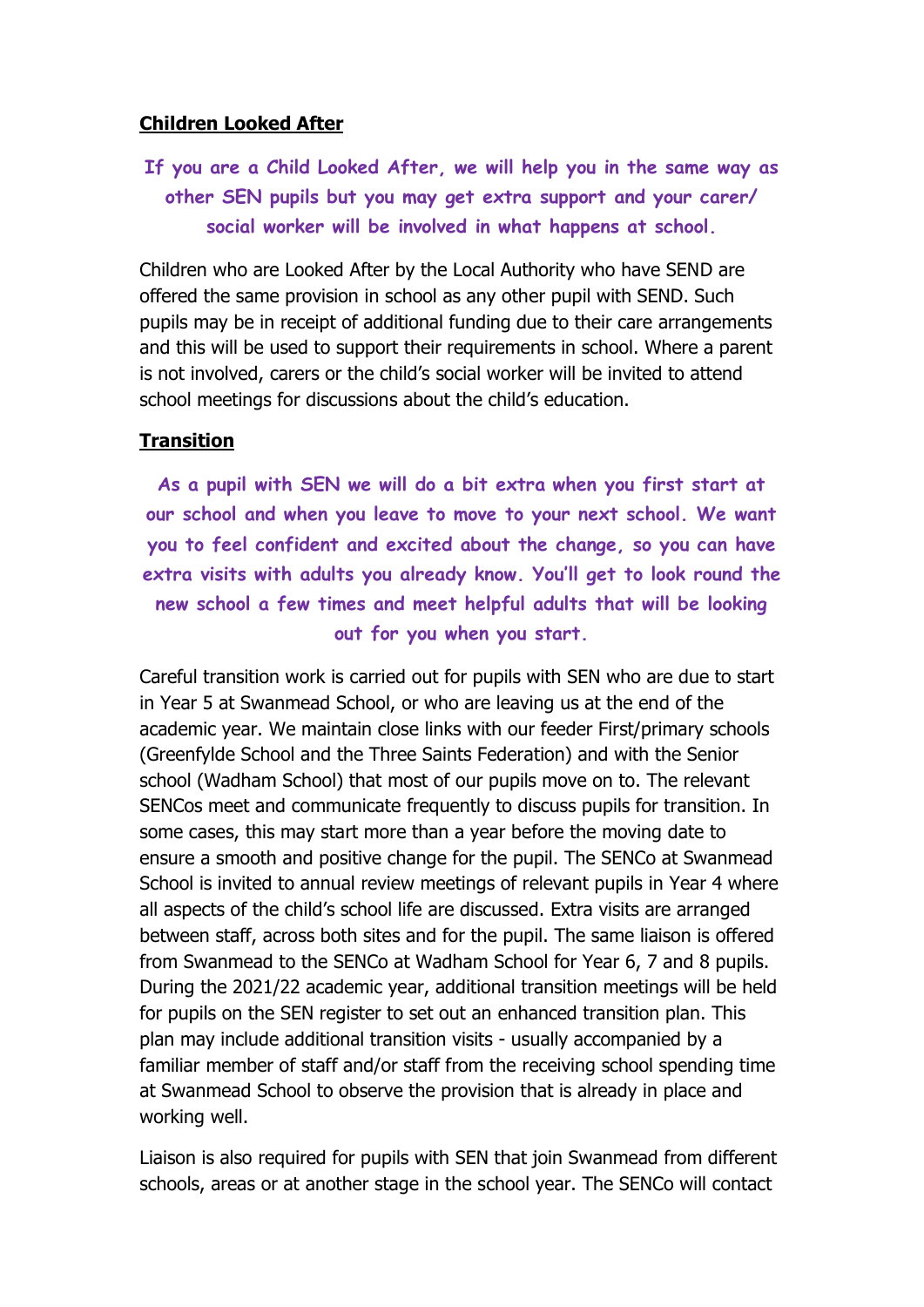## Children Looked After

**If you are a Child Looked After, we will help you in the same way as other SEN pupils but you may get extra support and your carer/ social worker will be involved in what happens at school.**

Children who are Looked After by the Local Authority who have SEND are offered the same provision in school as any other pupil with SEND. Such pupils may be in receipt of additional funding due to their care arrangements and this will be used to support their requirements in school. Where a parent is not involved, carers or the child's social worker will be invited to attend school meetings for discussions about the child's education.

## Transition

**As a pupil with SEN we will do a bit extra when you first start at our school and when you leave to move to your next school. We want you to feel confident and excited about the change, so you can have extra visits with adults you already know. You'll get to look round the new school a few times and meet helpful adults that will be looking out for you when you start.**

Careful transition work is carried out for pupils with SEN who are due to start in Year 5 at Swanmead School, or who are leaving us at the end of the academic year. We maintain close links with our feeder First/primary schools (Greenfylde School and the Three Saints Federation) and with the Senior school (Wadham School) that most of our pupils move on to. The relevant SENCos meet and communicate frequently to discuss pupils for transition. In some cases, this may start more than a year before the moving date to ensure a smooth and positive change for the pupil. The SENCo at Swanmead School is invited to annual review meetings of relevant pupils in Year 4 where all aspects of the child's school life are discussed. Extra visits are arranged between staff, across both sites and for the pupil. The same liaison is offered from Swanmead to the SENCo at Wadham School for Year 6, 7 and 8 pupils. During the 2021/22 academic year, additional transition meetings will be held for pupils on the SEN register to set out an enhanced transition plan. This plan may include additional transition visits - usually accompanied by a familiar member of staff and/or staff from the receiving school spending time at Swanmead School to observe the provision that is already in place and working well.

Liaison is also required for pupils with SEN that join Swanmead from different schools, areas or at another stage in the school year. The SENCo will contact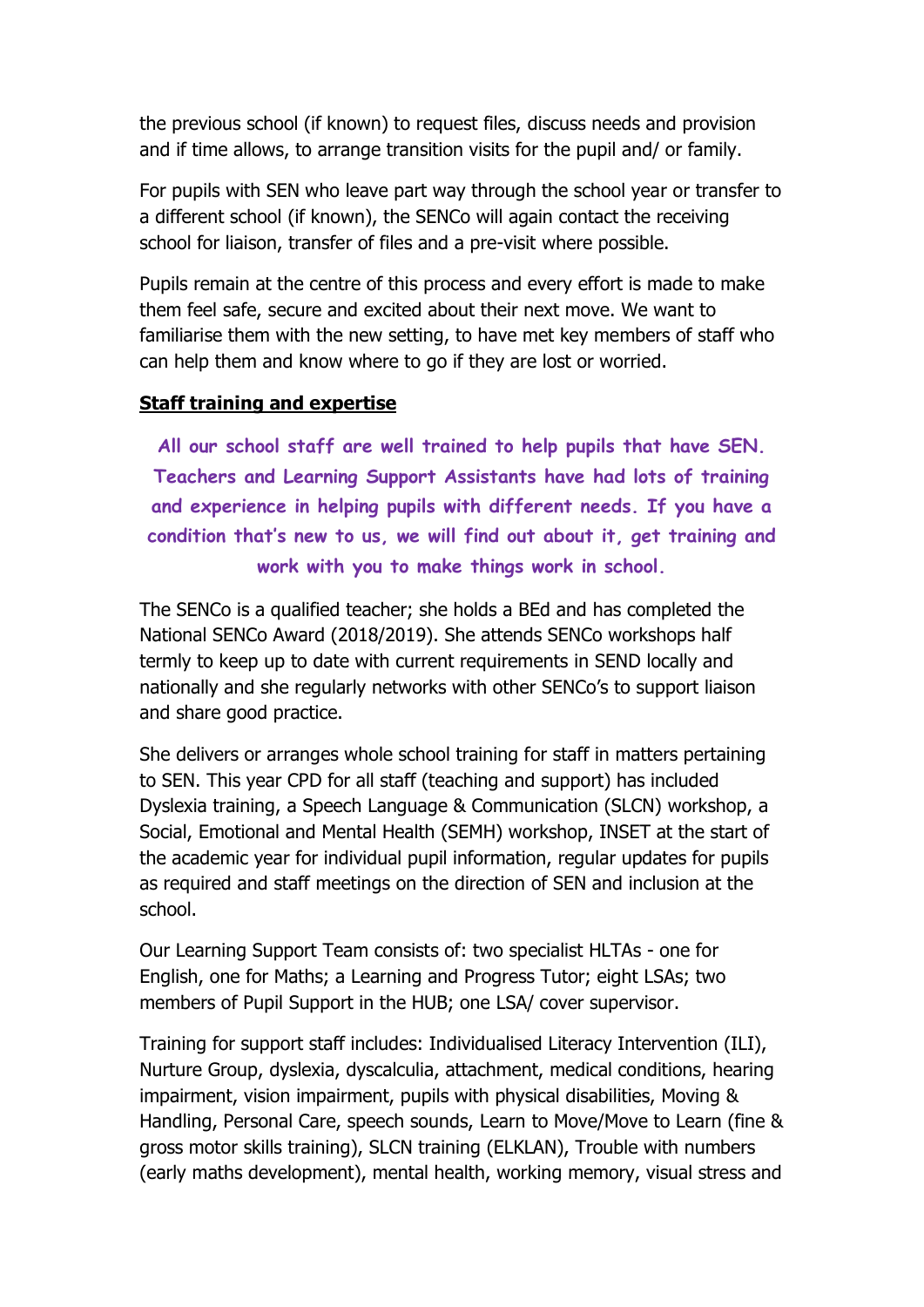the previous school (if known) to request files, discuss needs and provision and if time allows, to arrange transition visits for the pupil and/ or family.

For pupils with SEN who leave part way through the school year or transfer to a different school (if known), the SENCo will again contact the receiving school for liaison, transfer of files and a pre-visit where possible.

Pupils remain at the centre of this process and every effort is made to make them feel safe, secure and excited about their next move. We want to familiarise them with the new setting, to have met key members of staff who can help them and know where to go if they are lost or worried.

**Staff training and expertise**

**All our school staff are well trained to help pupils that have SEN. Teachers and Learning Support Assistants have had lots of training and experience in helping pupils with different needs. If you have a condition that's new to us, we will find out about it, get training and work with you to make things work in school.**

The SENCo is a qualified teacher; she holds a BEd and has completed the National SENCo Award (2018/2019). She attends SENCo workshops half termly to keep up to date with current requirements in SEND locally and nationally and she regularly networks with other SENCo's to support liaison and share good practice.

She delivers or arranges whole school training for staff in matters pertaining to SEN. This year CPD for all staff (teaching and support) has included Dyslexia training, a Speech Language & Communication (SLCN) workshop, a Social, Emotional and Mental Health (SEMH) workshop, INSET at the start of the academic year for individual pupil information, regular updates for pupils as required and staff meetings on the direction of SEN and inclusion at the school.

Our Learning Support Team consists of: two specialist HLTAs - one for English, one for Maths; a Learning and Progress Tutor; eight LSAs; two members of Pupil Support in the HUB; one LSA/ cover supervisor.

Training for support staff includes: Individualised Literacy Intervention (ILI), Nurture Group, dyslexia, dyscalculia, attachment, medical conditions, hearing impairment, vision impairment, pupils with physical disabilities, Moving & Handling, Personal Care, speech sounds, Learn to Move/Move to Learn (fine & gross motor skills training), SLCN training (ELKLAN), Trouble with numbers (early maths development), mental health, working memory, visual stress and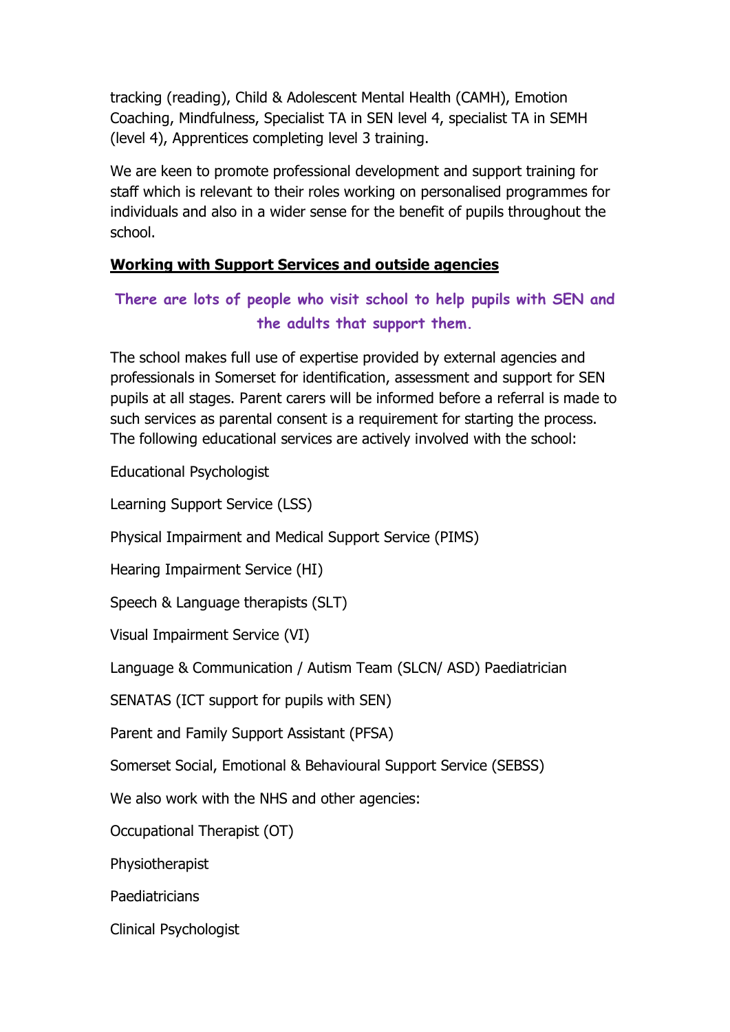tracking (reading), Child & Adolescent Mental Health (CAMH), Emotion Coaching, Mindfulness, Specialist TA in SEN level 4, specialist TA in SEMH (level 4), Apprentices completing level 3 training.

We are keen to promote professional development and support training for staff which is relevant to their roles working on personalised programmes for individuals and also in a wider sense for the benefit of pupils throughout the school.

**Working with Support Services and outside agencies**

**There are lots of people who visit school to help pupils with SEN and the adults that support them.**

The school makes full use of expertise provided by external agencies and professionals in Somerset for identification, assessment and support for SEN pupils at all stages. Parent carers will be informed before a referral is made to such services as parental consent is a requirement for starting the process. The following educational services are actively involved with the school:

Educational Psychologist

Learning Support Service (LSS)

Physical Impairment and Medical Support Service (PIMS)

Hearing Impairment Service (HI)

Speech & Language therapists (SLT)

Visual Impairment Service (VI)

Language & Communication / Autism Team (SLCN/ ASD) Paediatrician

SENATAS (ICT support for pupils with SEN)

Parent and Family Support Assistant (PFSA)

Somerset Social, Emotional & Behavioural Support Service (SEBSS)

We also work with the NHS and other agencies:

Occupational Therapist (OT)

Physiotherapist

Paediatricians

Clinical Psychologist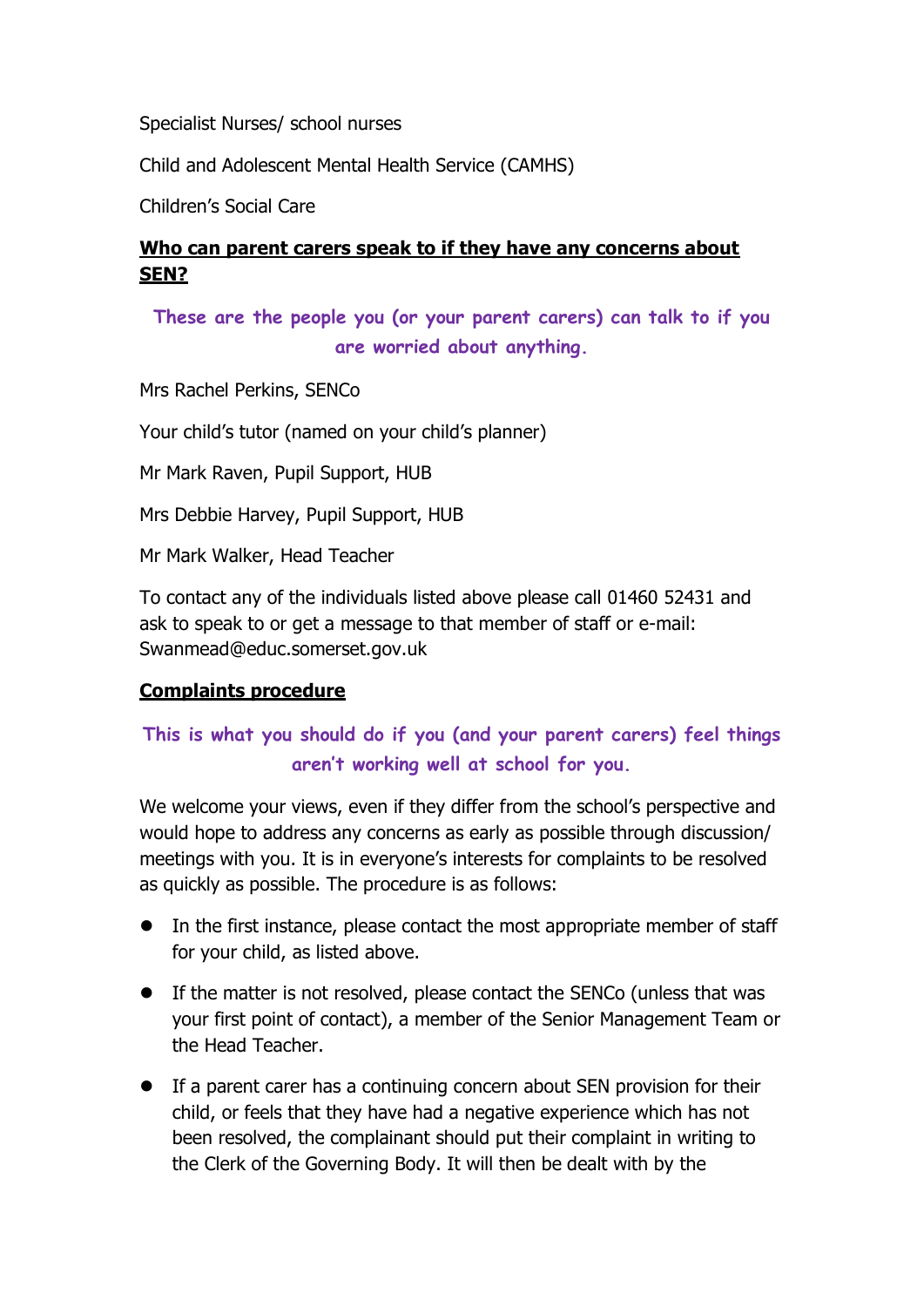Specialist Nurses/ school nurses

Child and Adolescent Mental Health Service (CAMHS)

Children's Social Care

**Who can parent carers speak to if they have any concerns about SEN?**

**These are the people you (or your parent carers) can talk to if you are worried about anything.**

Mrs Rachel Perkins, SENCo

Your child's tutor (named on your child's planner)

Mr Mark Raven, Pupil Support, HUB

Mrs Debbie Harvey, Pupil Support, HUB

Mr Mark Walker, Head Teacher

To contact any of the individuals listed above please call 01460 52431 and ask to speak to or get a message to that member of staff or e-mail: Swanmead@educ.somerset.gov.uk

**Complaints procedure**

**This is what you should do if you (and your parent carers) feel things aren't working well at school for you.**

We welcome your views, even if they differ from the school's perspective and would hope to address any concerns as early as possible through discussion/ meetings with you. It is in everyone's interests for complaints to be resolved as quickly as possible. The procedure is as follows:

- In the first instance, please contact the most appropriate member of staff for your child, as listed above.
- If the matter is not resolved, please contact the SENCo (unless that was your first point of contact), a member of the Senior Management Team or the Head Teacher.
- If a parent carer has a continuing concern about SEN provision for their child, or feels that they have had a negative experience which has not been resolved, the complainant should put their complaint in writing to the Clerk of the Governing Body. It will then be dealt with by the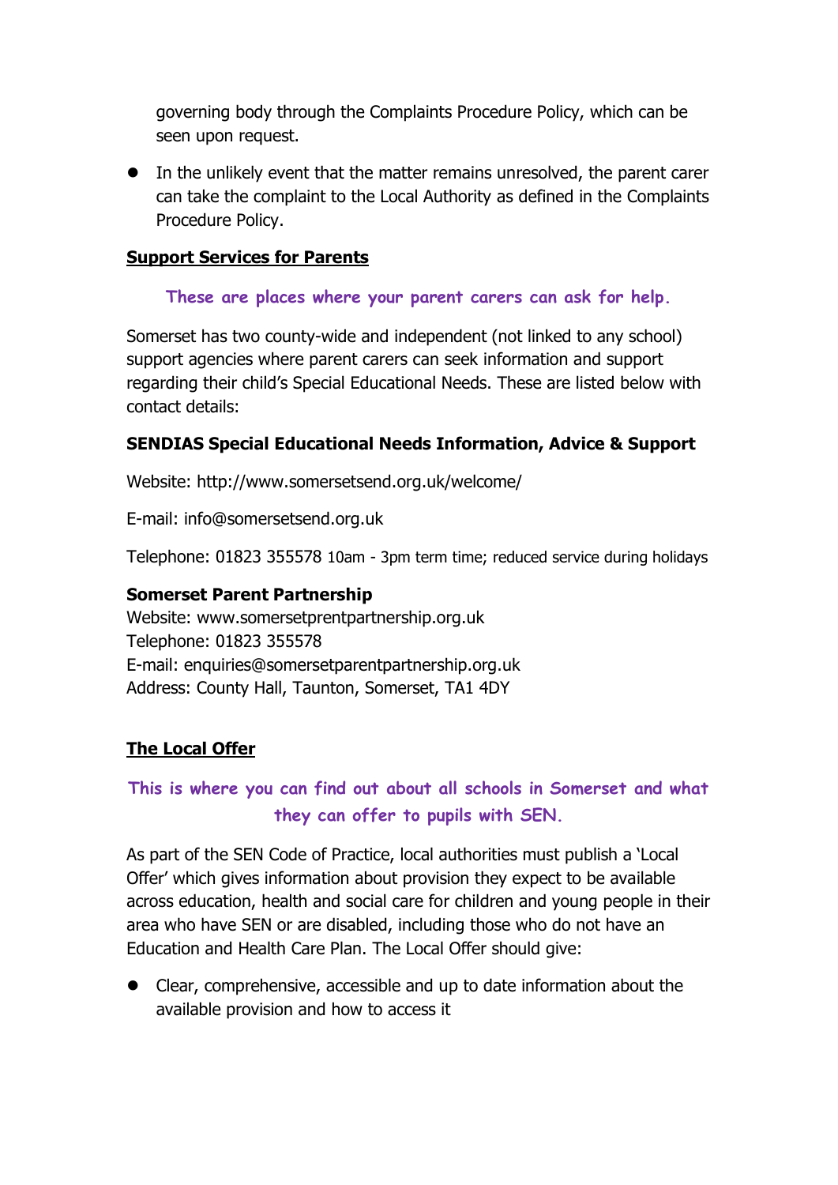governing body through the Complaints Procedure Policy, which can be seen upon request.

- In the unlikely event that the matter remains unresolved, the parent carer can take the complaint to the Local Authority as defined in the Complaints Procedure Policy.

**Support Services for Parents**

*These are places where your parent carers can ask for help.*

Somerset has two county-wide and independent (not linked to any school) support agencies where parent carers can seek information and support regarding their child's Special Educational Needs. These are listed below with contact details:

**SENDIAS Special Educational Needs Information, Advice & Support**

Website: http://www.somersetsend.org.uk/welcome/

E-mail: info@somersetsend.org.uk

Telephone: 01823 355578 10am - 3pm term time; reduced service during holidays

**Somerset Parent Partnership**
Website: www.somersetprentpartnership.org.uk
Telephone: 01823 355578
E-mail: enquiries@somersetparentpartnership.org.uk
Address: County Hall, Taunton, Somerset, TA1 4DY

**The Local Offer**

*This is where you can find out about all schools in Somerset and what they can offer to pupils with SEN.*

As part of the SEN Code of Practice, local authorities must publish a 'Local Offer' which gives information about provision they expect to be available across education, health and social care for children and young people in their area who have SEN or are disabled, including those who do not have an Education and Health Care Plan. The Local Offer should give:

- Clear, comprehensive, accessible and up to date information about the available provision and how to access it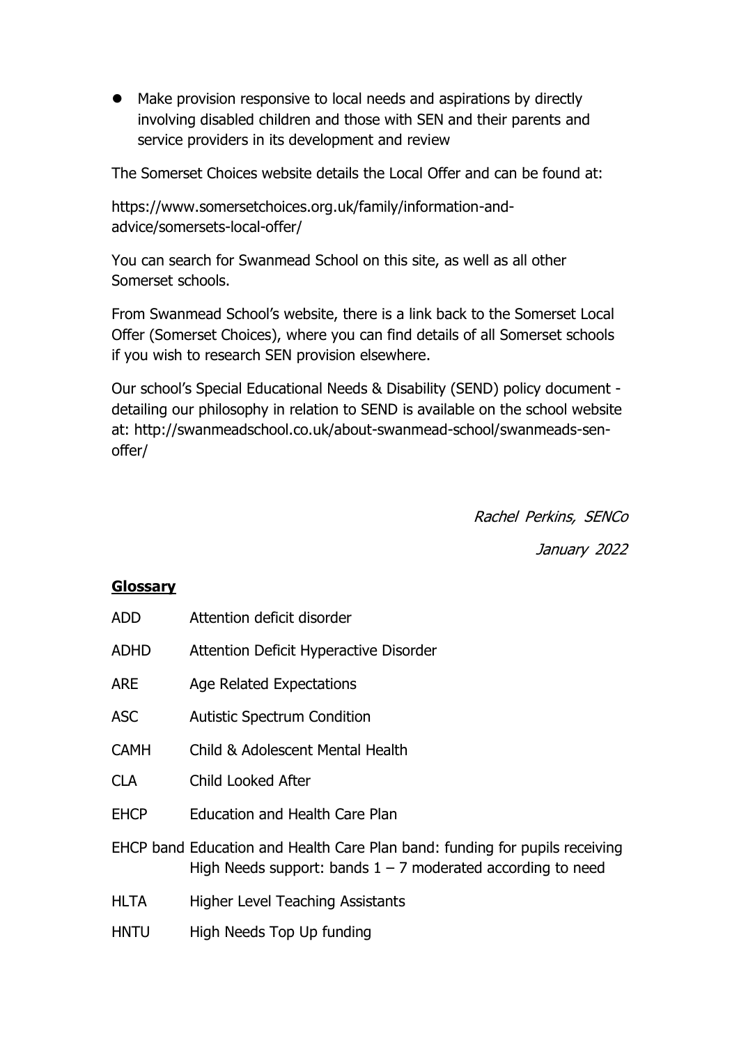- Make provision responsive to local needs and aspirations by directly involving disabled children and those with SEN and their parents and service providers in its development and review

The Somerset Choices website details the Local Offer and can be found at:

https://www.somersetchoices.org.uk/family/information-and-advice/somersets-local-offer/

You can search for Swanmead School on this site, as well as all other Somerset schools.

From Swanmead School's website, there is a link back to the Somerset Local Offer (Somerset Choices), where you can find details of all Somerset schools if you wish to research SEN provision elsewhere.

Our school's Special Educational Needs & Disability (SEND) policy document - detailing our philosophy in relation to SEND is available on the school website at: http://swanmeadschool.co.uk/about-swanmead-school/swanmeads-sen-offer/

*Rachel Perkins, SENCo*

*January 2022*

## Glossary

| | |
|---|---|
| ADD | Attention deficit disorder |
| ADHD | Attention Deficit Hyperactive Disorder |
| ARE | Age Related Expectations |
| ASC | Autistic Spectrum Condition |
| CAMH | Child & Adolescent Mental Health |
| CLA | Child Looked After |
| EHCP | Education and Health Care Plan |
| EHCP band | Education and Health Care Plan band: funding for pupils receiving High Needs support: bands 1 – 7 moderated according to need |
| HLTA | Higher Level Teaching Assistants |
| HNTU | High Needs Top Up funding |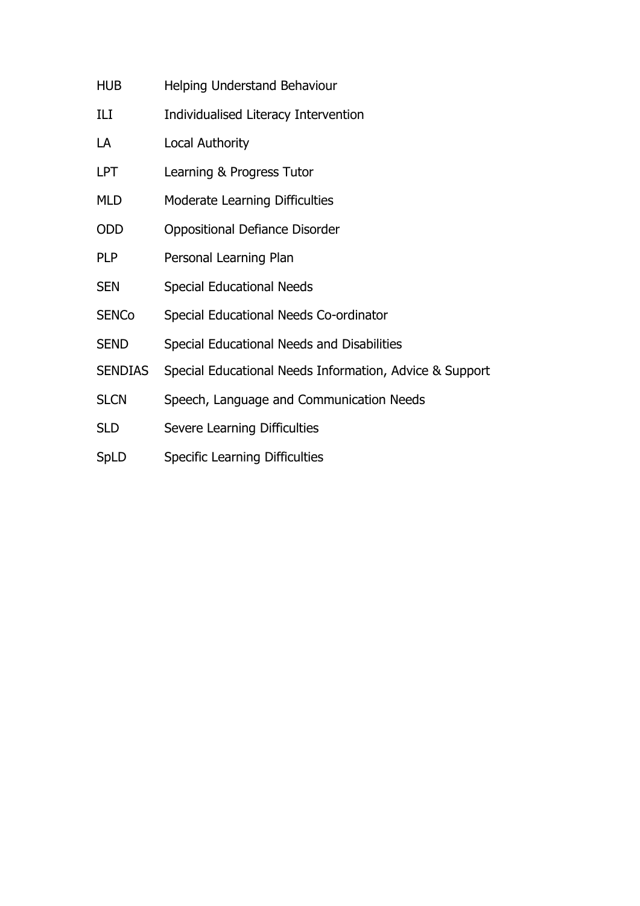| | |
|---|---|
| HUB | Helping Understand Behaviour |
| ILI | Individualised Literacy Intervention |
| LA | Local Authority |
| LPT | Learning & Progress Tutor |
| MLD | Moderate Learning Difficulties |
| ODD | Oppositional Defiance Disorder |
| PLP | Personal Learning Plan |
| SEN | Special Educational Needs |
| SENCo | Special Educational Needs Co-ordinator |
| SEND | Special Educational Needs and Disabilities |
| SENDIAS | Special Educational Needs Information, Advice & Support |
| SLCN | Speech, Language and Communication Needs |
| SLD | Severe Learning Difficulties |
| SpLD | Specific Learning Difficulties |